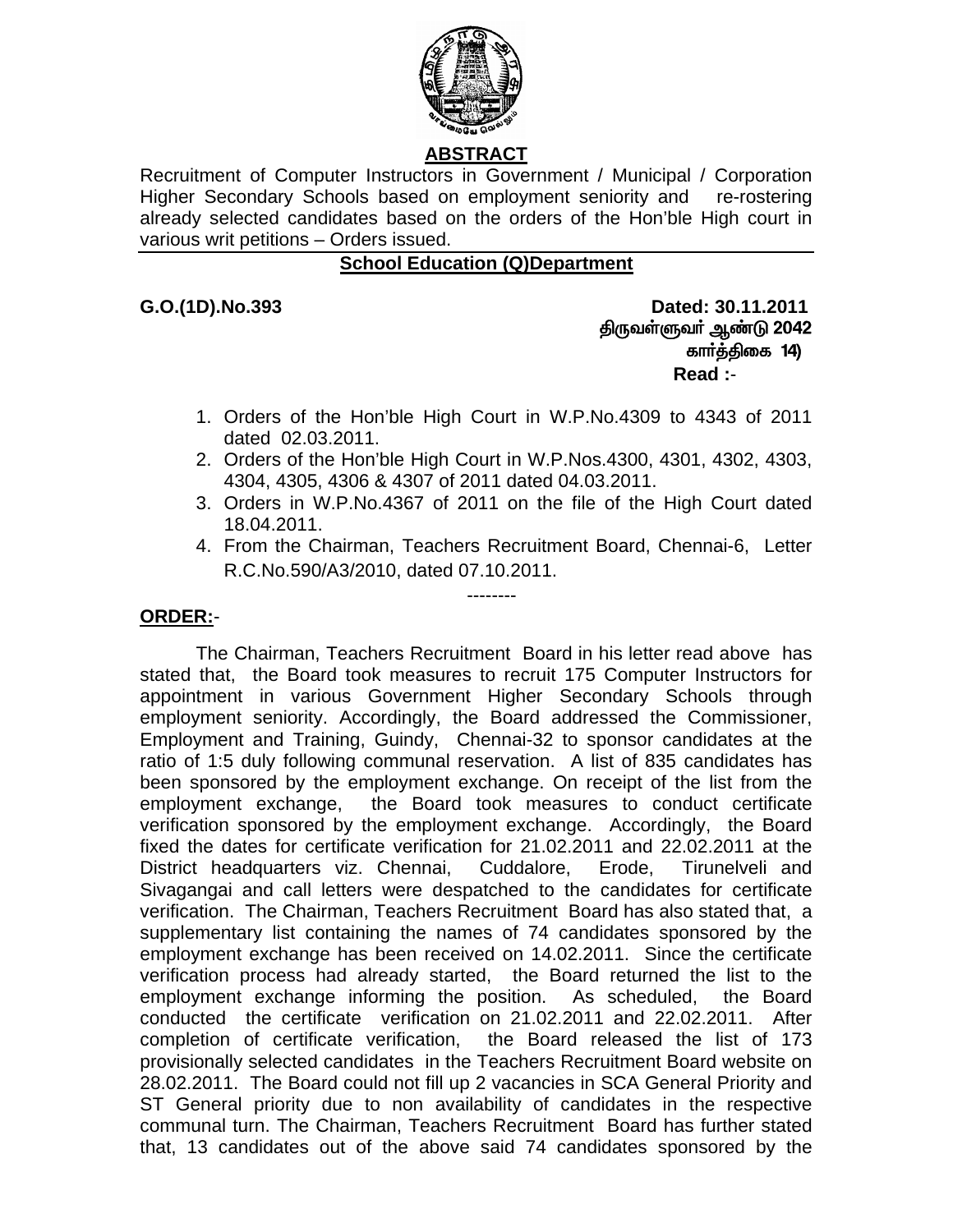## ABSTRACT

Recruitment of Computer Instructors in Government / Municipal / Corporation Higher Secondary Schools based on employment seniority and re-rostering already selected candidates based on the orders of the Hon'ble High court in various writ petitions – Orders issued.

### School Education (Q)Department

**G.O.(1D).No.393** **Dated: 30.11.2011**

**திருவள்ளுவர் ஆண்டு 2042**
**கார்த்திகை 14)**

**Read :-**

1. Orders of the Hon'ble High Court in W.P.No.4309 to 4343 of 2011 dated 02.03.2011.
2. Orders of the Hon'ble High Court in W.P.Nos.4300, 4301, 4302, 4303, 4304, 4305, 4306 & 4307 of 2011 dated 04.03.2011.
3. Orders in W.P.No.4367 of 2011 on the file of the High Court dated 18.04.2011.
4. From the Chairman, Teachers Recruitment Board, Chennai-6, Letter R.C.No.590/A3/2010, dated 07.10.2011.

--------

**ORDER:-**

The Chairman, Teachers Recruitment Board in his letter read above has stated that, the Board took measures to recruit 175 Computer Instructors for appointment in various Government Higher Secondary Schools through employment seniority. Accordingly, the Board addressed the Commissioner, Employment and Training, Guindy, Chennai-32 to sponsor candidates at the ratio of 1:5 duly following communal reservation. A list of 835 candidates has been sponsored by the employment exchange. On receipt of the list from the employment exchange, the Board took measures to conduct certificate verification sponsored by the employment exchange. Accordingly, the Board fixed the dates for certificate verification for 21.02.2011 and 22.02.2011 at the District headquarters viz. Chennai, Cuddalore, Erode, Tirunelveli and Sivagangai and call letters were despatched to the candidates for certificate verification. The Chairman, Teachers Recruitment Board has also stated that, a supplementary list containing the names of 74 candidates sponsored by the employment exchange has been received on 14.02.2011. Since the certificate verification process had already started, the Board returned the list to the employment exchange informing the position. As scheduled, the Board conducted the certificate verification on 21.02.2011 and 22.02.2011. After completion of certificate verification, the Board released the list of 173 provisionally selected candidates in the Teachers Recruitment Board website on 28.02.2011. The Board could not fill up 2 vacancies in SCA General Priority and ST General priority due to non availability of candidates in the respective communal turn. The Chairman, Teachers Recruitment Board has further stated that, 13 candidates out of the above said 74 candidates sponsored by the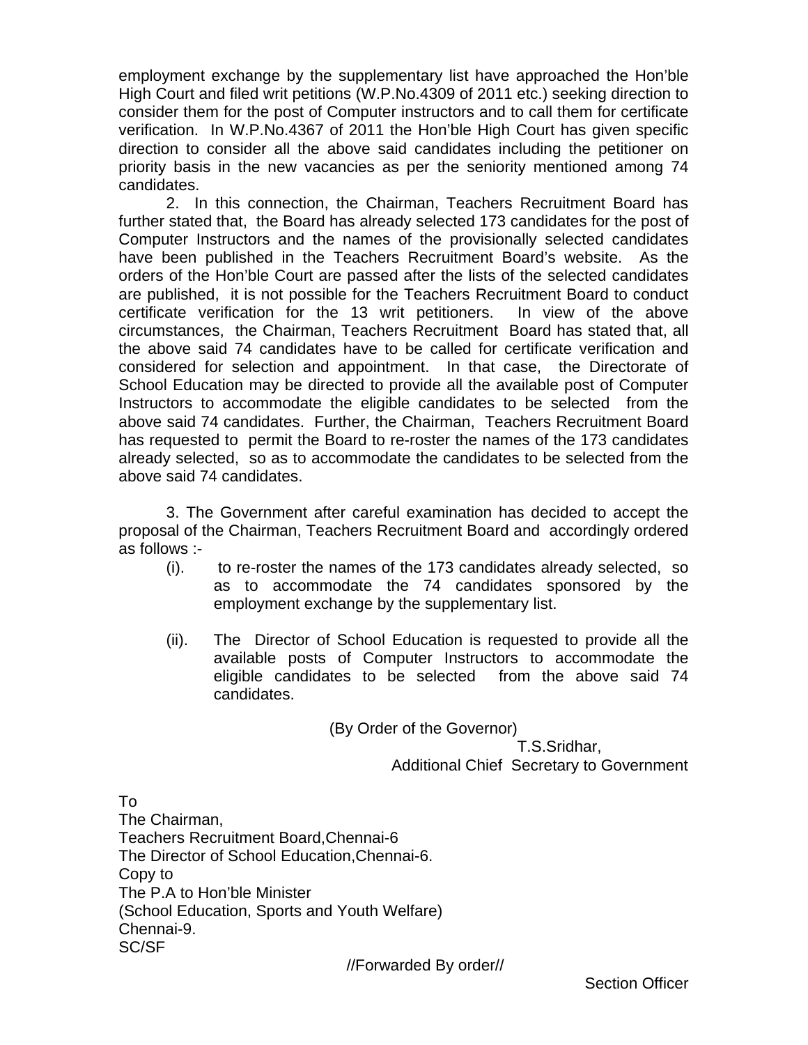employment exchange by the supplementary list have approached the Hon'ble High Court and filed writ petitions (W.P.No.4309 of 2011 etc.) seeking direction to consider them for the post of Computer instructors and to call them for certificate verification. In W.P.No.4367 of 2011 the Hon'ble High Court has given specific direction to consider all the above said candidates including the petitioner on priority basis in the new vacancies as per the seniority mentioned among 74 candidates.

2. In this connection, the Chairman, Teachers Recruitment Board has further stated that, the Board has already selected 173 candidates for the post of Computer Instructors and the names of the provisionally selected candidates have been published in the Teachers Recruitment Board's website. As the orders of the Hon'ble Court are passed after the lists of the selected candidates are published, it is not possible for the Teachers Recruitment Board to conduct certificate verification for the 13 writ petitioners. In view of the above circumstances, the Chairman, Teachers Recruitment Board has stated that, all the above said 74 candidates have to be called for certificate verification and considered for selection and appointment. In that case, the Directorate of School Education may be directed to provide all the available post of Computer Instructors to accommodate the eligible candidates to be selected from the above said 74 candidates. Further, the Chairman, Teachers Recruitment Board has requested to permit the Board to re-roster the names of the 173 candidates already selected, so as to accommodate the candidates to be selected from the above said 74 candidates.

3. The Government after careful examination has decided to accept the proposal of the Chairman, Teachers Recruitment Board and accordingly ordered as follows :-

(i). to re-roster the names of the 173 candidates already selected, so as to accommodate the 74 candidates sponsored by the employment exchange by the supplementary list.

(ii). The Director of School Education is requested to provide all the available posts of Computer Instructors to accommodate the eligible candidates to be selected from the above said 74 candidates.

(By Order of the Governor)

T.S.Sridhar,
Additional Chief Secretary to Government

To
The Chairman,
Teachers Recruitment Board,Chennai-6
The Director of School Education,Chennai-6.
Copy to
The P.A to Hon'ble Minister
(School Education, Sports and Youth Welfare)
Chennai-9.
SC/SF

//Forwarded By order//

Section Officer